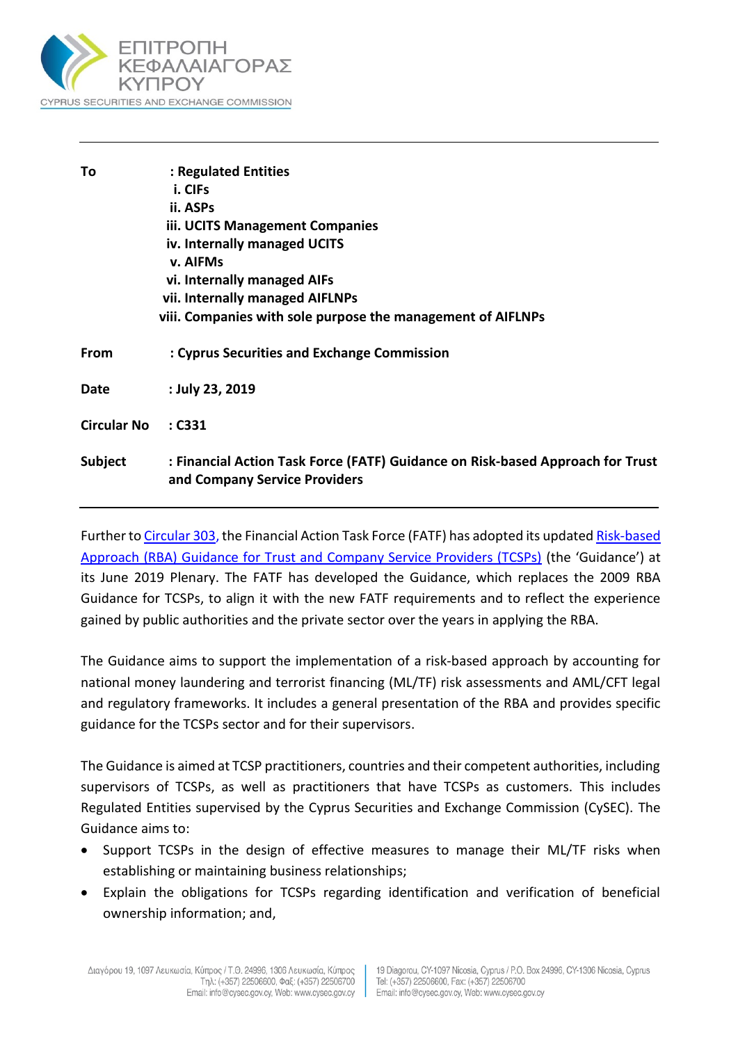ΕΠΙΤΡΟΠΗ ΚΕΦΑΛΑΙΑΓΟΡΑΣ ΚΥΠΡΟΥ

CYPRUS SECURITIES AND EXCHANGE COMMISSION

| | |
|---|---|
| **To** | **: Regulated Entities** |
| | **i. CIFs** |
| | **ii. ASPs** |
| | **iii. UCITS Management Companies** |
| | **iv. Internally managed UCITS** |
| | **v. AIFMs** |
| | **vi. Internally managed AIFs** |
| | **vii. Internally managed AIFLNPs** |
| | **viii. Companies with sole purpose the management of AIFLNPs** |
| **From** | **: Cyprus Securities and Exchange Commission** |
| **Date** | **: July 23, 2019** |
| **Circular No** | **: C331** |
| **Subject** | **: Financial Action Task Force (FATF) Guidance on Risk-based Approach for Trust and Company Service Providers** |

Further to Circular 303, the Financial Action Task Force (FATF) has adopted its updated Risk-based Approach (RBA) Guidance for Trust and Company Service Providers (TCSPs) (the 'Guidance') at its June 2019 Plenary. The FATF has developed the Guidance, which replaces the 2009 RBA Guidance for TCSPs, to align it with the new FATF requirements and to reflect the experience gained by public authorities and the private sector over the years in applying the RBA.

The Guidance aims to support the implementation of a risk-based approach by accounting for national money laundering and terrorist financing (ML/TF) risk assessments and AML/CFT legal and regulatory frameworks. It includes a general presentation of the RBA and provides specific guidance for the TCSPs sector and for their supervisors.

The Guidance is aimed at TCSP practitioners, countries and their competent authorities, including supervisors of TCSPs, as well as practitioners that have TCSPs as customers. This includes Regulated Entities supervised by the Cyprus Securities and Exchange Commission (CySEC). The Guidance aims to:

- Support TCSPs in the design of effective measures to manage their ML/TF risks when establishing or maintaining business relationships;
- Explain the obligations for TCSPs regarding identification and verification of beneficial ownership information; and,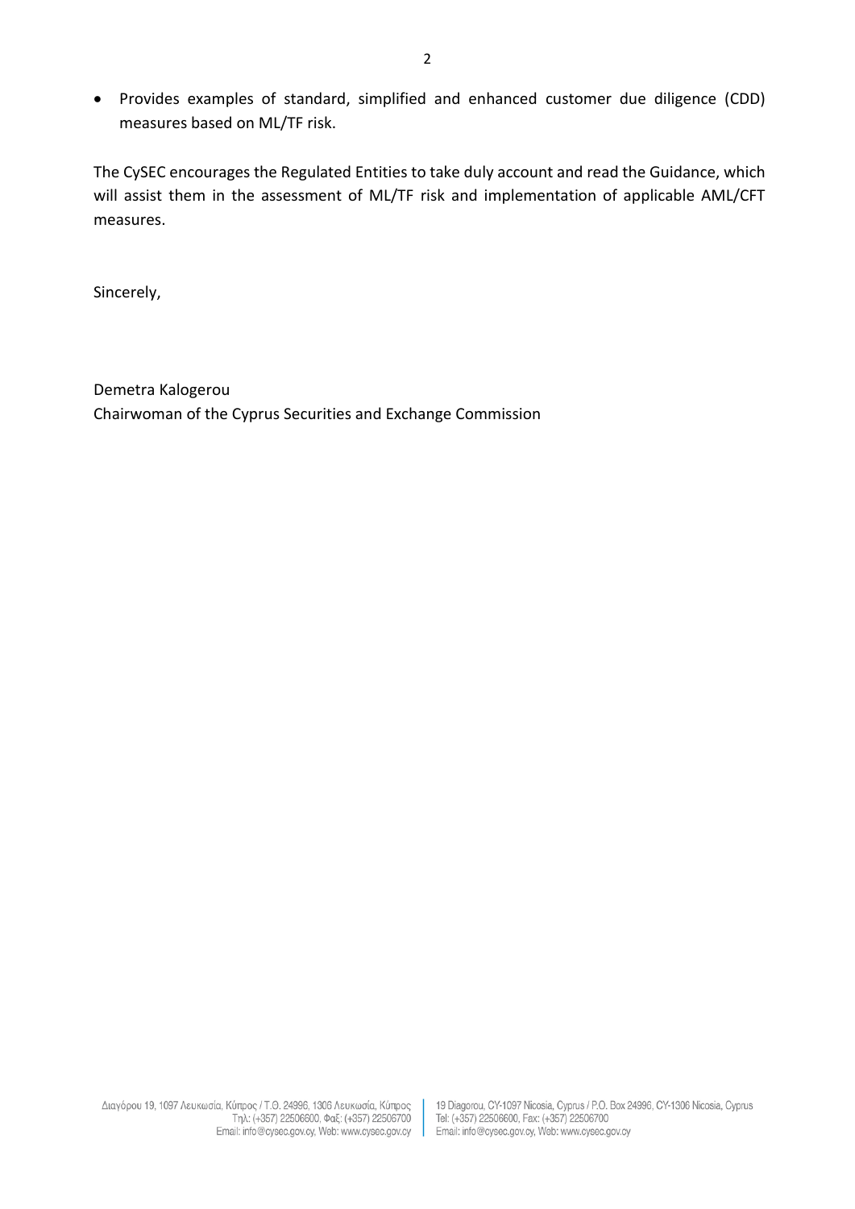- Provides examples of standard, simplified and enhanced customer due diligence (CDD) measures based on ML/TF risk.

The CySEC encourages the Regulated Entities to take duly account and read the Guidance, which will assist them in the assessment of ML/TF risk and implementation of applicable AML/CFT measures.

Sincerely,

Demetra Kalogerou
Chairwoman of the Cyprus Securities and Exchange Commission